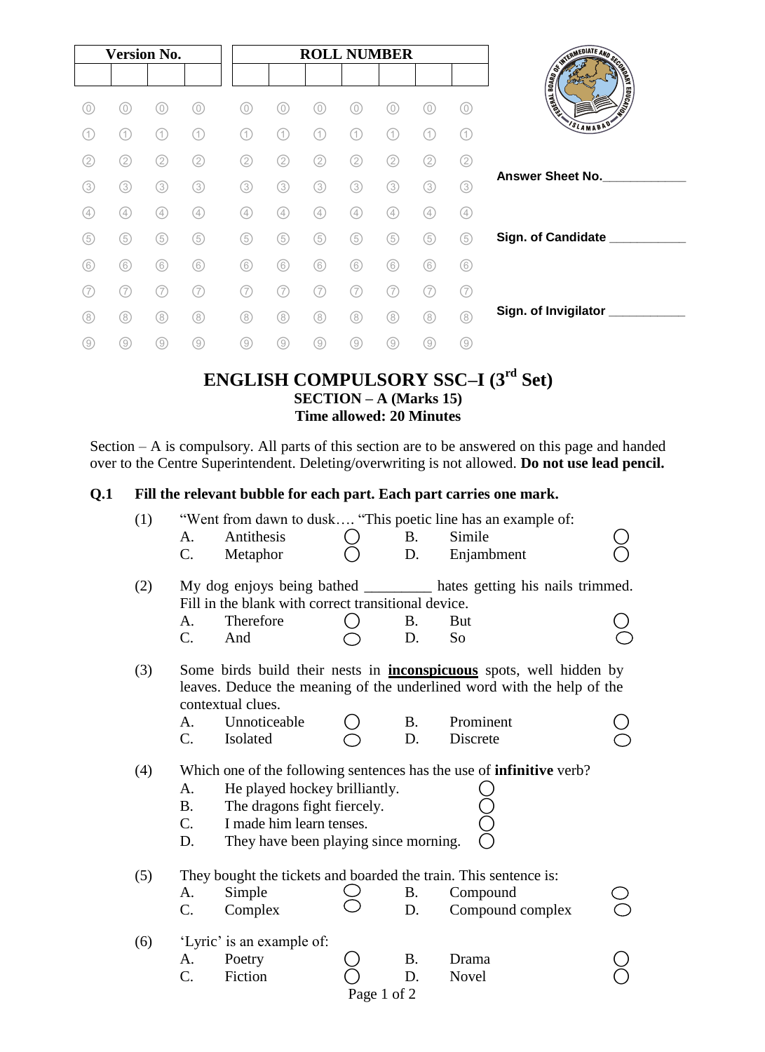| Version No. | | | | ROLL NUMBER | | | | | | |
|---|---|---|---|---|---|---|---|---|---|---|
| | | | | | | | | | | |
| ⓪ | ⓪ | ⓪ | ⓪ | ⓪ | ⓪ | ⓪ | ⓪ | ⓪ | ⓪ | ⓪ |
| ① | ① | ① | ① | ① | ① | ① | ① | ① | ① | ① |
| ② | ② | ② | ② | ② | ② | ② | ② | ② | ② | ② |
| ③ | ③ | ③ | ③ | ③ | ③ | ③ | ③ | ③ | ③ | ③ |
| ④ | ④ | ④ | ④ | ④ | ④ | ④ | ④ | ④ | ④ | ④ |
| ⑤ | ⑤ | ⑤ | ⑤ | ⑤ | ⑤ | ⑤ | ⑤ | ⑤ | ⑤ | ⑤ |
| ⑥ | ⑥ | ⑥ | ⑥ | ⑥ | ⑥ | ⑥ | ⑥ | ⑥ | ⑥ | ⑥ |
| ⑦ | ⑦ | ⑦ | ⑦ | ⑦ | ⑦ | ⑦ | ⑦ | ⑦ | ⑦ | ⑦ |
| ⑧ | ⑧ | ⑧ | ⑧ | ⑧ | ⑧ | ⑧ | ⑧ | ⑧ | ⑧ | ⑧ |
| ⑨ | ⑨ | ⑨ | ⑨ | ⑨ | ⑨ | ⑨ | ⑨ | ⑨ | ⑨ | ⑨ |

**Answer Sheet No.____________**

**Sign. of Candidate ___________**

**Sign. of Invigilator ___________**

# ENGLISH COMPULSORY SSC–I (3rd Set)

**SECTION – A (Marks 15)**
**Time allowed: 20 Minutes**

Section – A is compulsory. All parts of this section are to be answered on this page and handed over to the Centre Superintendent. Deleting/overwriting is not allowed. **Do not use lead pencil.**

**Q.1 Fill the relevant bubble for each part. Each part carries one mark.**

(1) "Went from dawn to dusk…. "This poetic line has an example of:

| | | | | | |
|---|---|---|---|---|---|
| A. | Antithesis | ◯ | B. | Simile | ◯ |
| C. | Metaphor | ◯ | D. | Enjambment | ◯ |

(2) My dog enjoys being bathed _________ hates getting his nails trimmed. Fill in the blank with correct transitional device.

| | | | | | |
|---|---|---|---|---|---|
| A. | Therefore | ◯ | B. | But | ◯ |
| C. | And | ◯ | D. | So | ◯ |

(3) Some birds build their nests in **inconspicuous** spots, well hidden by leaves. Deduce the meaning of the underlined word with the help of the contextual clues.

| | | | | | |
|---|---|---|---|---|---|
| A. | Unnoticeable | ◯ | B. | Prominent | ◯ |
| C. | Isolated | ◯ | D. | Discrete | ◯ |

(4) Which one of the following sentences has the use of **infinitive** verb?

| | | |
|---|---|---|
| A. | He played hockey brilliantly. | ◯ |
| B. | The dragons fight fiercely. | ◯ |
| C. | I made him learn tenses. | ◯ |
| D. | They have been playing since morning. | ◯ |

(5) They bought the tickets and boarded the train. This sentence is:

| | | | | | |
|---|---|---|---|---|---|
| A. | Simple | ◯ | B. | Compound | ◯ |
| C. | Complex | ◯ | D. | Compound complex | ◯ |

(6) 'Lyric' is an example of:

| | | | | | |
|---|---|---|---|---|---|
| A. | Poetry | ◯ | B. | Drama | ◯ |
| C. | Fiction | ◯ | D. | Novel | ◯ |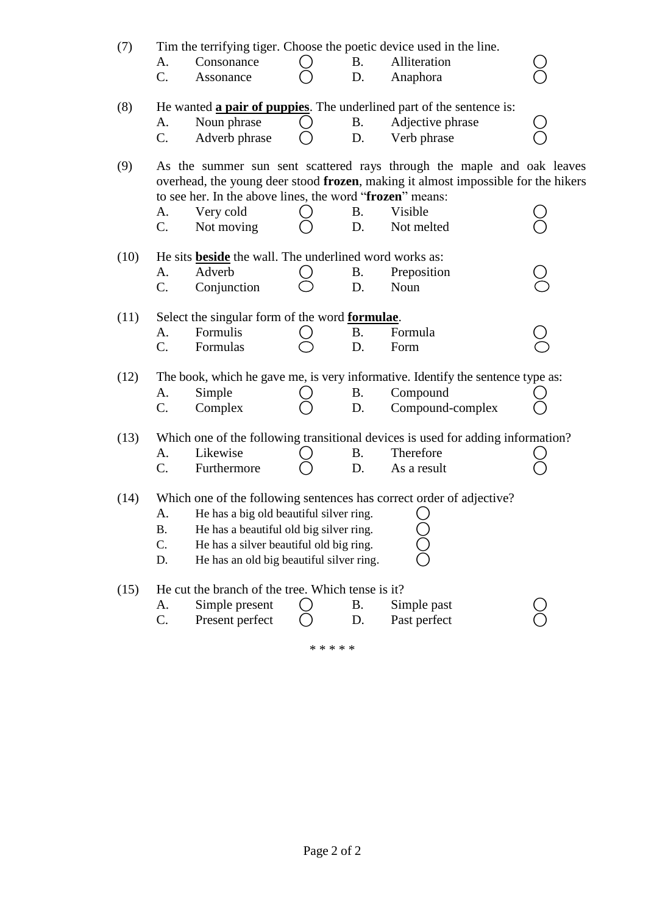(7) Tim the terrifying tiger. Choose the poetic device used in the line.

| | | | | | |
|---|---|---|---|---|---|
| A. | Consonance | ◯ | B. | Alliteration | ◯ |
| C. | Assonance | ◯ | D. | Anaphora | ◯ |

(8) He wanted **a pair of puppies**. The underlined part of the sentence is:

| | | | | | |
|---|---|---|---|---|---|
| A. | Noun phrase | ◯ | B. | Adjective phrase | ◯ |
| C. | Adverb phrase | ◯ | D. | Verb phrase | ◯ |

(9) As the summer sun sent scattered rays through the maple and oak leaves overhead, the young deer stood **frozen**, making it almost impossible for the hikers to see her. In the above lines, the word "**frozen**" means:

| | | | | | |
|---|---|---|---|---|---|
| A. | Very cold | ◯ | B. | Visible | ◯ |
| C. | Not moving | ◯ | D. | Not melted | ◯ |

(10) He sits **beside** the wall. The underlined word works as:

| | | | | | |
|---|---|---|---|---|---|
| A. | Adverb | ◯ | B. | Preposition | ◯ |
| C. | Conjunction | ◯ | D. | Noun | ◯ |

(11) Select the singular form of the word **formulae**.

| | | | | | |
|---|---|---|---|---|---|
| A. | Formulis | ◯ | B. | Formula | ◯ |
| C. | Formulas | ◯ | D. | Form | ◯ |

(12) The book, which he gave me, is very informative. Identify the sentence type as:

| | | | | | |
|---|---|---|---|---|---|
| A. | Simple | ◯ | B. | Compound | ◯ |
| C. | Complex | ◯ | D. | Compound-complex | ◯ |

(13) Which one of the following transitional devices is used for adding information?

| | | | | | |
|---|---|---|---|---|---|
| A. | Likewise | ◯ | B. | Therefore | ◯ |
| C. | Furthermore | ◯ | D. | As a result | ◯ |

(14) Which one of the following sentences has correct order of adjective?

A. He has a big old beautiful silver ring. ◯

B. He has a beautiful old big silver ring. ◯

C. He has a silver beautiful old big ring. ◯

D. He has an old big beautiful silver ring. ◯

(15) He cut the branch of the tree. Which tense is it?

| | | | | | |
|---|---|---|---|---|---|
| A. | Simple present | ◯ | B. | Simple past | ◯ |
| C. | Present perfect | ◯ | D. | Past perfect | ◯ |

* * * * *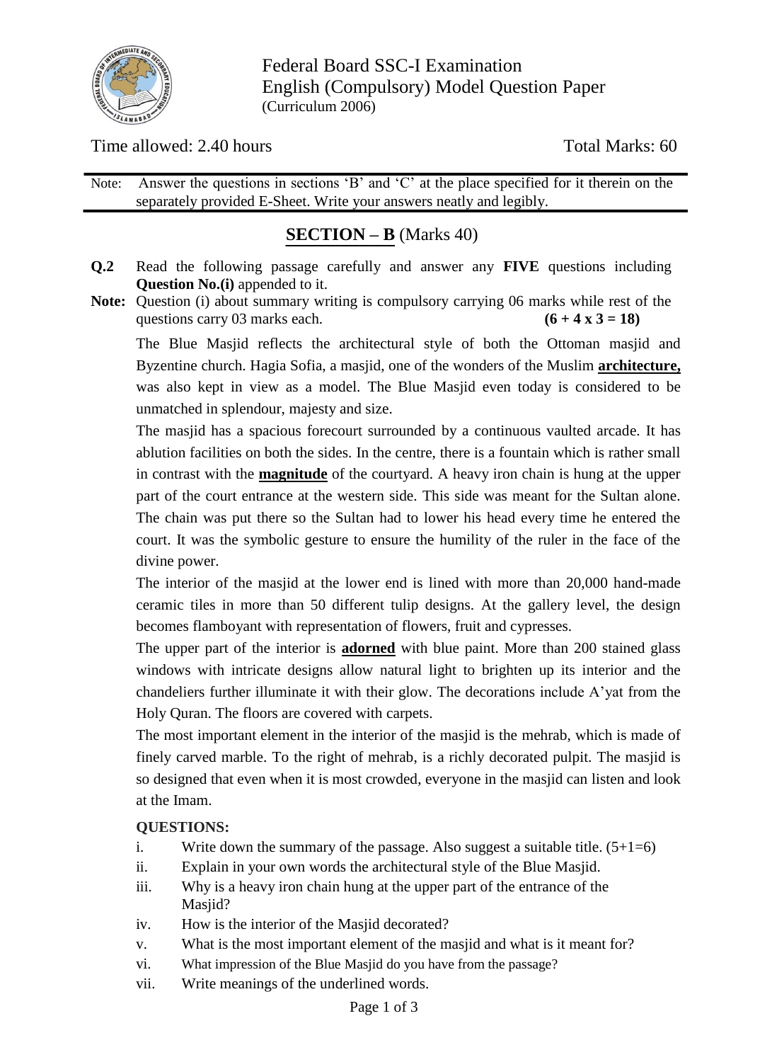Federal Board SSC-I Examination
English (Compulsory) Model Question Paper
(Curriculum 2006)

Time allowed: 2.40 hours | Total Marks: 60

Note: Answer the questions in sections 'B' and 'C' at the place specified for it therein on the separately provided E-Sheet. Write your answers neatly and legibly.

## SECTION – B (Marks 40)

**Q.2** Read the following passage carefully and answer any **FIVE** questions including **Question No.(i)** appended to it.

**Note:** Question (i) about summary writing is compulsory carrying 06 marks while rest of the questions carry 03 marks each. **(6 + 4 x 3 = 18)**

The Blue Masjid reflects the architectural style of both the Ottoman masjid and Byzentine church. Hagia Sofia, a masjid, one of the wonders of the Muslim **architecture,** was also kept in view as a model. The Blue Masjid even today is considered to be unmatched in splendour, majesty and size.

The masjid has a spacious forecourt surrounded by a continuous vaulted arcade. It has ablution facilities on both the sides. In the centre, there is a fountain which is rather small in contrast with the **magnitude** of the courtyard. A heavy iron chain is hung at the upper part of the court entrance at the western side. This side was meant for the Sultan alone. The chain was put there so the Sultan had to lower his head every time he entered the court. It was the symbolic gesture to ensure the humility of the ruler in the face of the divine power.

The interior of the masjid at the lower end is lined with more than 20,000 hand-made ceramic tiles in more than 50 different tulip designs. At the gallery level, the design becomes flamboyant with representation of flowers, fruit and cypresses.

The upper part of the interior is **adorned** with blue paint. More than 200 stained glass windows with intricate designs allow natural light to brighten up its interior and the chandeliers further illuminate it with their glow. The decorations include A'yat from the Holy Quran. The floors are covered with carpets.

The most important element in the interior of the masjid is the mehrab, which is made of finely carved marble. To the right of mehrab, is a richly decorated pulpit. The masjid is so designed that even when it is most crowded, everyone in the masjid can listen and look at the Imam.

**QUESTIONS:**

i. Write down the summary of the passage. Also suggest a suitable title. (5+1=6)
ii. Explain in your own words the architectural style of the Blue Masjid.
iii. Why is a heavy iron chain hung at the upper part of the entrance of the Masjid?
iv. How is the interior of the Masjid decorated?
v. What is the most important element of the masjid and what is it meant for?
vi. What impression of the Blue Masjid do you have from the passage?
vii. Write meanings of the underlined words.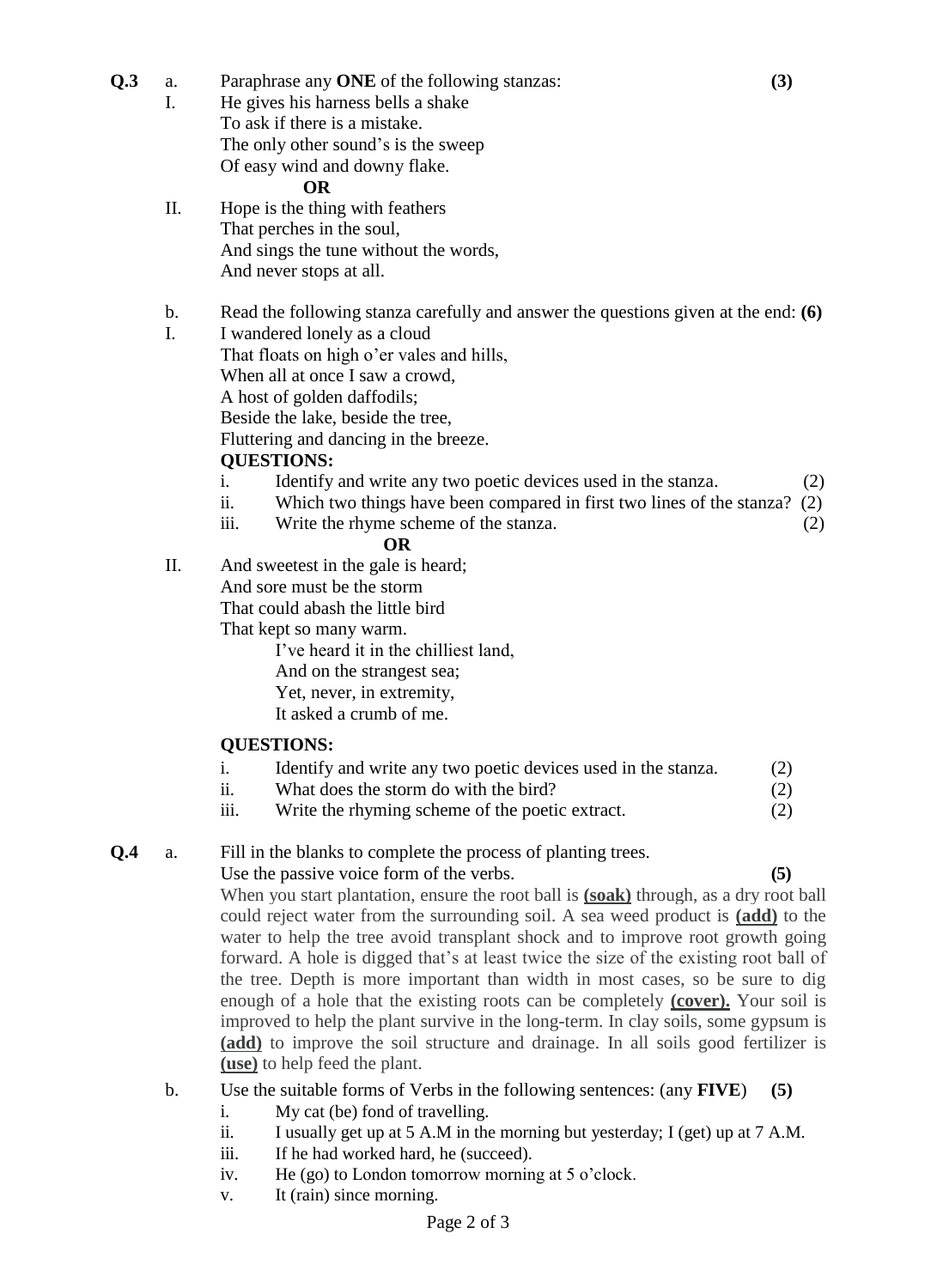**Q.3** a. Paraphrase any **ONE** of the following stanzas: **(3)**

I. He gives his harness bells a shake
To ask if there is a mistake.
The only other sound's is the sweep
Of easy wind and downy flake.

**OR**

II. Hope is the thing with feathers
That perches in the soul,
And sings the tune without the words,
And never stops at all.

b. Read the following stanza carefully and answer the questions given at the end: **(6)**

I. I wandered lonely as a cloud
That floats on high o'er vales and hills,
When all at once I saw a crowd,
A host of golden daffodils;
Beside the lake, beside the tree,
Fluttering and dancing in the breeze.

**QUESTIONS:**

i. Identify and write any two poetic devices used in the stanza. (2)
ii. Which two things have been compared in first two lines of the stanza? (2)
iii. Write the rhyme scheme of the stanza. (2)

**OR**

II. And sweetest in the gale is heard;
And sore must be the storm
That could abash the little bird
That kept so many warm.
I've heard it in the chilliest land,
And on the strangest sea;
Yet, never, in extremity,
It asked a crumb of me.

**QUESTIONS:**

i. Identify and write any two poetic devices used in the stanza. (2)
ii. What does the storm do with the bird? (2)
iii. Write the rhyming scheme of the poetic extract. (2)

**Q.4** a. Fill in the blanks to complete the process of planting trees.
Use the passive voice form of the verbs. **(5)**

When you start plantation, ensure the root ball is **(soak)** through, as a dry root ball could reject water from the surrounding soil. A sea weed product is **(add)** to the water to help the tree avoid transplant shock and to improve root growth going forward. A hole is digged that's at least twice the size of the existing root ball of the tree. Depth is more important than width in most cases, so be sure to dig enough of a hole that the existing roots can be completely **(cover).** Your soil is improved to help the plant survive in the long-term. In clay soils, some gypsum is **(add)** to improve the soil structure and drainage. In all soils good fertilizer is **(use)** to help feed the plant.

b. Use the suitable forms of Verbs in the following sentences: (any **FIVE**) **(5)**

i. My cat (be) fond of travelling.
ii. I usually get up at 5 A.M in the morning but yesterday; I (get) up at 7 A.M.
iii. If he had worked hard, he (succeed).
iv. He (go) to London tomorrow morning at 5 o'clock.
v. It (rain) since morning.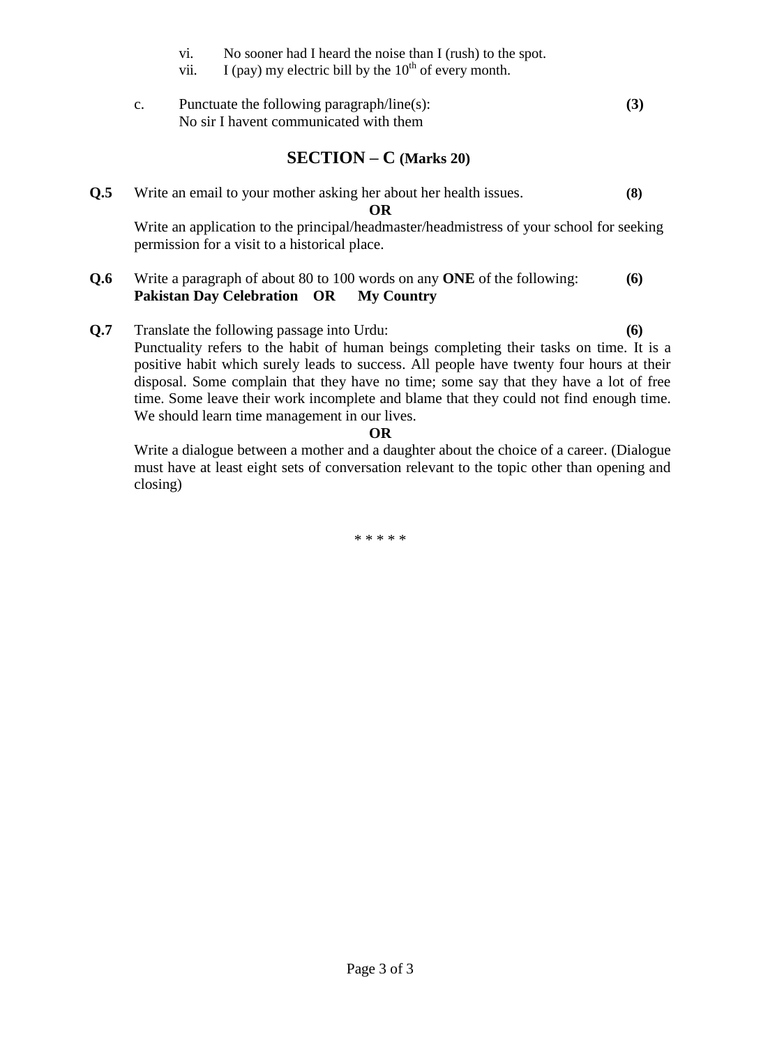vi. No sooner had I heard the noise than I (rush) to the spot.
vii. I (pay) my electric bill by the $10^{th}$ of every month.

c. Punctuate the following paragraph/line(s): **(3)**
No sir I havent communicated with them

## SECTION – C (Marks 20)

**Q.5** Write an email to your mother asking her about her health issues. **(8)**

**OR**

Write an application to the principal/headmaster/headmistress of your school for seeking permission for a visit to a historical place.

**Q.6** Write a paragraph of about 80 to 100 words on any **ONE** of the following: **(6)**
**Pakistan Day Celebration OR My Country**

**Q.7** Translate the following passage into Urdu: **(6)**
Punctuality refers to the habit of human beings completing their tasks on time. It is a positive habit which surely leads to success. All people have twenty four hours at their disposal. Some complain that they have no time; some say that they have a lot of free time. Some leave their work incomplete and blame that they could not find enough time. We should learn time management in our lives.

**OR**

Write a dialogue between a mother and a daughter about the choice of a career. (Dialogue must have at least eight sets of conversation relevant to the topic other than opening and closing)

\* \* \* \* \*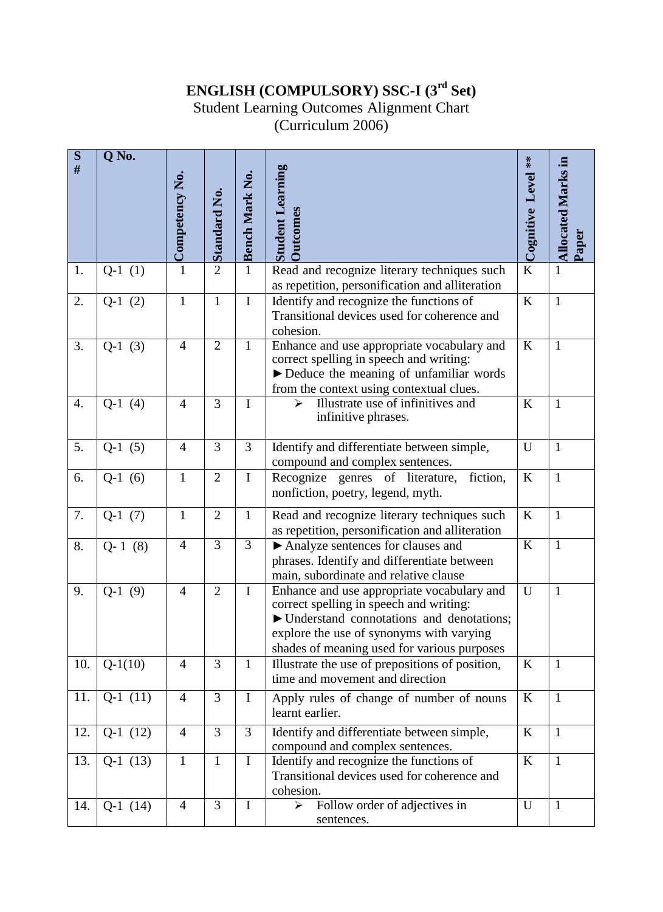# ENGLISH (COMPULSORY) SSC-I (3rd Set)

Student Learning Outcomes Alignment Chart

(Curriculum 2006)

| S # | Q No. | Competency No. | Standard No. | Bench Mark No. | Student Learning Outcomes | Cognitive Level ** | Allocated Marks in Paper |
|---|---|---|---|---|---|---|---|
| 1. | Q-1 (1) | 1 | 2 | 1 | Read and recognize literary techniques such as repetition, personification and alliteration | K | 1 |
| 2. | Q-1 (2) | 1 | 1 | I | Identify and recognize the functions of Transitional devices used for coherence and cohesion. | K | 1 |
| 3. | Q-1 (3) | 4 | 2 | 1 | Enhance and use appropriate vocabulary and correct spelling in speech and writing: ►Deduce the meaning of unfamiliar words from the context using contextual clues. | K | 1 |
| 4. | Q-1 (4) | 4 | 3 | I | ➢ Illustrate use of infinitives and infinitive phrases. | K | 1 |
| 5. | Q-1 (5) | 4 | 3 | 3 | Identify and differentiate between simple, compound and complex sentences. | U | 1 |
| 6. | Q-1 (6) | 1 | 2 | I | Recognize genres of literature, fiction, nonfiction, poetry, legend, myth. | K | 1 |
| 7. | Q-1 (7) | 1 | 2 | 1 | Read and recognize literary techniques such as repetition, personification and alliteration | K | 1 |
| 8. | Q- 1 (8) | 4 | 3 | 3 | ►Analyze sentences for clauses and phrases. Identify and differentiate between main, subordinate and relative clause | K | 1 |
| 9. | Q-1 (9) | 4 | 2 | I | Enhance and use appropriate vocabulary and correct spelling in speech and writing: ►Understand connotations and denotations; explore the use of synonyms with varying shades of meaning used for various purposes | U | 1 |
| 10. | Q-1(10) | 4 | 3 | 1 | Illustrate the use of prepositions of position, time and movement and direction | K | 1 |
| 11. | Q-1 (11) | 4 | 3 | I | Apply rules of change of number of nouns learnt earlier. | K | 1 |
| 12. | Q-1 (12) | 4 | 3 | 3 | Identify and differentiate between simple, compound and complex sentences. | K | 1 |
| 13. | Q-1 (13) | 1 | 1 | I | Identify and recognize the functions of Transitional devices used for coherence and cohesion. | K | 1 |
| 14. | Q-1 (14) | 4 | 3 | I | ➢ Follow order of adjectives in sentences. | U | 1 |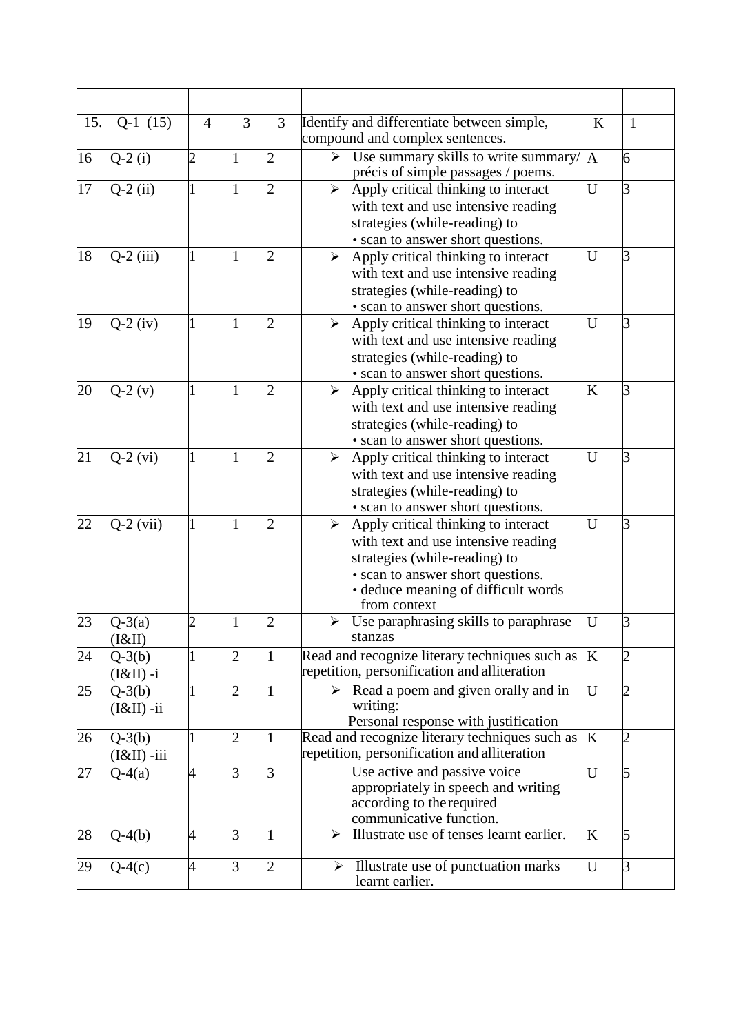| | | | | | | | |
|---|---|---|---|---|---|---|---|
| 15. | Q-1 (15) | 4 | 3 | 3 | Identify and differentiate between simple, compound and complex sentences. | K | 1 |
| 16 | Q-2 (i) | 2 | 1 | 2 | ➢ Use summary skills to write summary/ précis of simple passages / poems. | A | 6 |
| 17 | Q-2 (ii) | 1 | 1 | 2 | ➢ Apply critical thinking to interact with text and use intensive reading strategies (while-reading) to • scan to answer short questions. | U | 3 |
| 18 | Q-2 (iii) | 1 | 1 | 2 | ➢ Apply critical thinking to interact with text and use intensive reading strategies (while-reading) to • scan to answer short questions. | U | 3 |
| 19 | Q-2 (iv) | 1 | 1 | 2 | ➢ Apply critical thinking to interact with text and use intensive reading strategies (while-reading) to • scan to answer short questions. | U | 3 |
| 20 | Q-2 (v) | 1 | 1 | 2 | ➢ Apply critical thinking to interact with text and use intensive reading strategies (while-reading) to • scan to answer short questions. | K | 3 |
| 21 | Q-2 (vi) | 1 | 1 | 2 | ➢ Apply critical thinking to interact with text and use intensive reading strategies (while-reading) to • scan to answer short questions. | U | 3 |
| 22 | Q-2 (vii) | 1 | 1 | 2 | ➢ Apply critical thinking to interact with text and use intensive reading strategies (while-reading) to • scan to answer short questions. • deduce meaning of difficult words from context | U | 3 |
| 23 | Q-3(a) (I&II) | 2 | 1 | 2 | ➢ Use paraphrasing skills to paraphrase stanzas | U | 3 |
| 24 | Q-3(b) (I&II) -i | 1 | 2 | 1 | Read and recognize literary techniques such as repetition, personification and alliteration | K | 2 |
| 25 | Q-3(b) (I&II) -ii | 1 | 2 | 1 | ➢ Read a poem and given orally and in writing: Personal response with justification | U | 2 |
| 26 | Q-3(b) (I&II) -iii | 1 | 2 | 1 | Read and recognize literary techniques such as repetition, personification and alliteration | K | 2 |
| 27 | Q-4(a) | 4 | 3 | 3 | Use active and passive voice appropriately in speech and writing according to the required communicative function. | U | 5 |
| 28 | Q-4(b) | 4 | 3 | 1 | ➢ Illustrate use of tenses learnt earlier. | K | 5 |
| 29 | Q-4(c) | 4 | 3 | 2 | ➢ Illustrate use of punctuation marks learnt earlier. | U | 3 |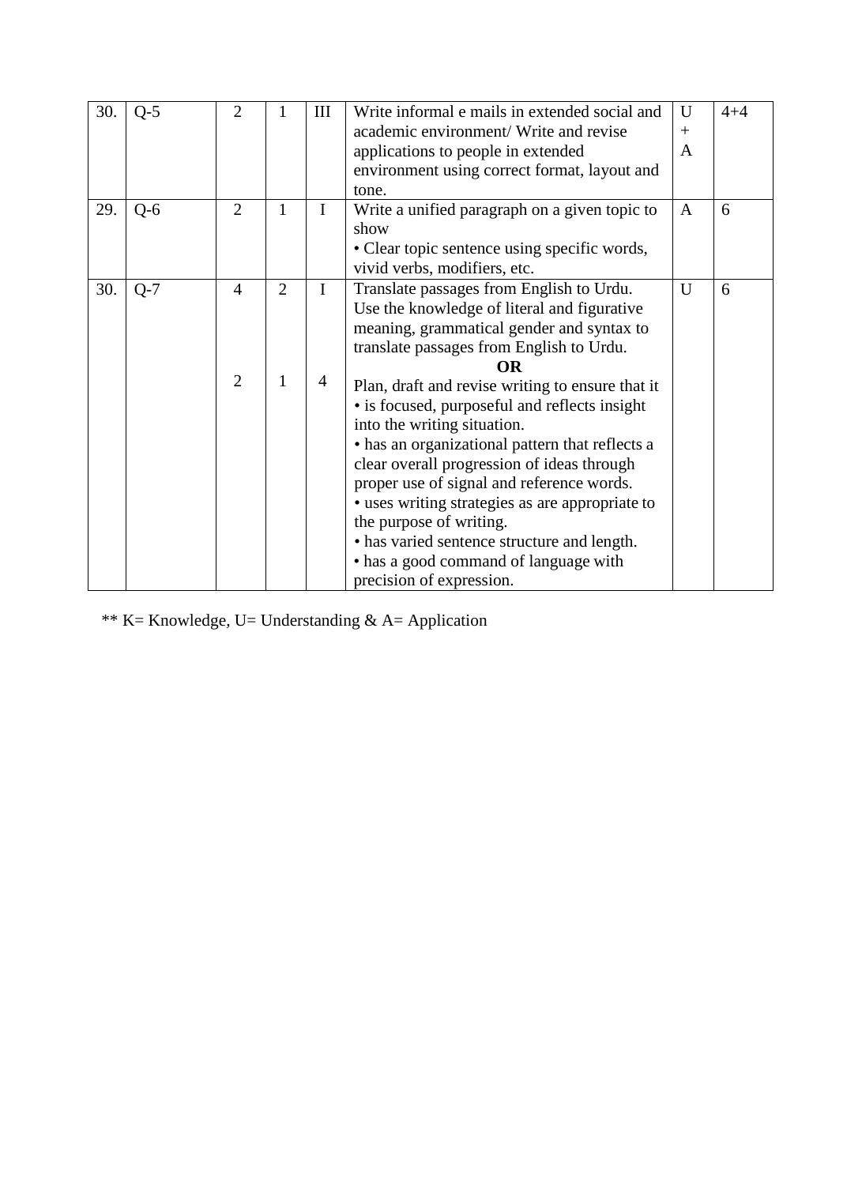| | | | | | | | |
|---|---|---|---|---|---|---|---|
| 30. | Q-5 | 2 | 1 | III | Write informal e mails in extended social and academic environment/ Write and revise applications to people in extended environment using correct format, layout and tone. | U + A | 4+4 |
| 29. | Q-6 | 2 | 1 | I | Write a unified paragraph on a given topic to show<br>• Clear topic sentence using specific words, vivid verbs, modifiers, etc. | A | 6 |
| 30. | Q-7 | 4<br><br><br><br>2 | 2<br><br><br><br>1 | I<br><br><br><br>4 | Translate passages from English to Urdu. Use the knowledge of literal and figurative meaning, grammatical gender and syntax to translate passages from English to Urdu.<br>**OR**<br>Plan, draft and revise writing to ensure that it<br>• is focused, purposeful and reflects insight into the writing situation.<br>• has an organizational pattern that reflects a clear overall progression of ideas through proper use of signal and reference words.<br>• uses writing strategies as are appropriate to the purpose of writing.<br>• has varied sentence structure and length.<br>• has a good command of language with precision of expression. | U | 6 |

** K= Knowledge, U= Understanding & A= Application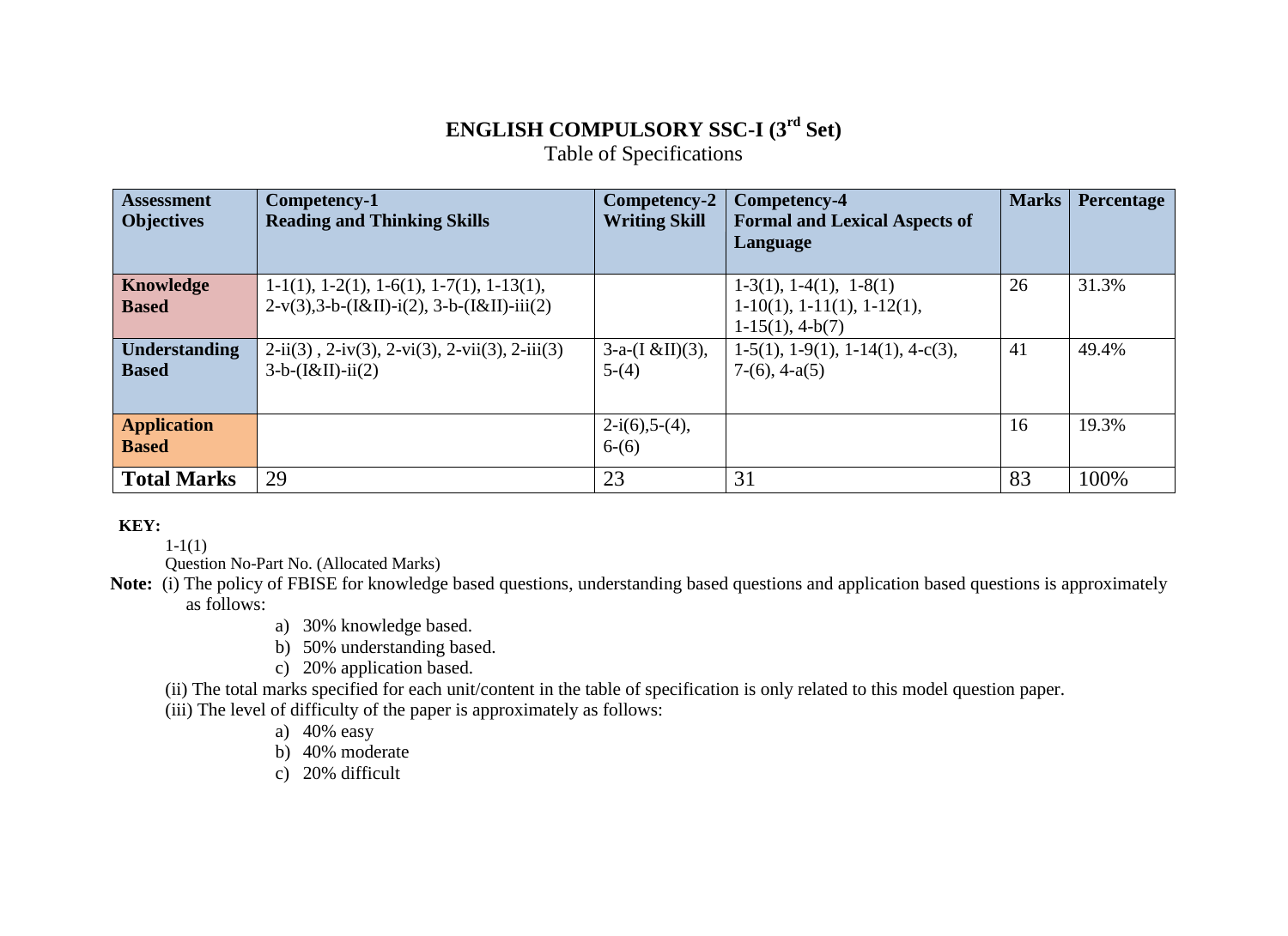# ENGLISH COMPULSORY SSC-I (3rd Set)

Table of Specifications

| Assessment Objectives | Competency-1 Reading and Thinking Skills | Competency-2 Writing Skill | Competency-4 Formal and Lexical Aspects of Language | Marks | Percentage |
|---|---|---|---|---|---|
| **Knowledge Based** | 1-1(1), 1-2(1), 1-6(1), 1-7(1), 1-13(1), 2-v(3),3-b-(I&II)-i(2), 3-b-(I&II)-iii(2) | | 1-3(1), 1-4(1), 1-8(1) 1-10(1), 1-11(1), 1-12(1), 1-15(1), 4-b(7) | 26 | 31.3% |
| **Understanding Based** | 2-ii(3) , 2-iv(3), 2-vi(3), 2-vii(3), 2-iii(3) 3-b-(I&II)-ii(2) | 3-a-(I &II)(3), 5-(4) | 1-5(1), 1-9(1), 1-14(1), 4-c(3), 7-(6), 4-a(5) | 41 | 49.4% |
| **Application Based** | | 2-i(6),5-(4), 6-(6) | | 16 | 19.3% |
| **Total Marks** | 29 | 23 | 31 | 83 | 100% |

**KEY:**

1-1(1)

Question No-Part No. (Allocated Marks)

**Note:** (i) The policy of FBISE for knowledge based questions, understanding based questions and application based questions is approximately as follows:

a) 30% knowledge based.
b) 50% understanding based.
c) 20% application based.

(ii) The total marks specified for each unit/content in the table of specification is only related to this model question paper.

(iii) The level of difficulty of the paper is approximately as follows:

a) 40% easy
b) 40% moderate
c) 20% difficult